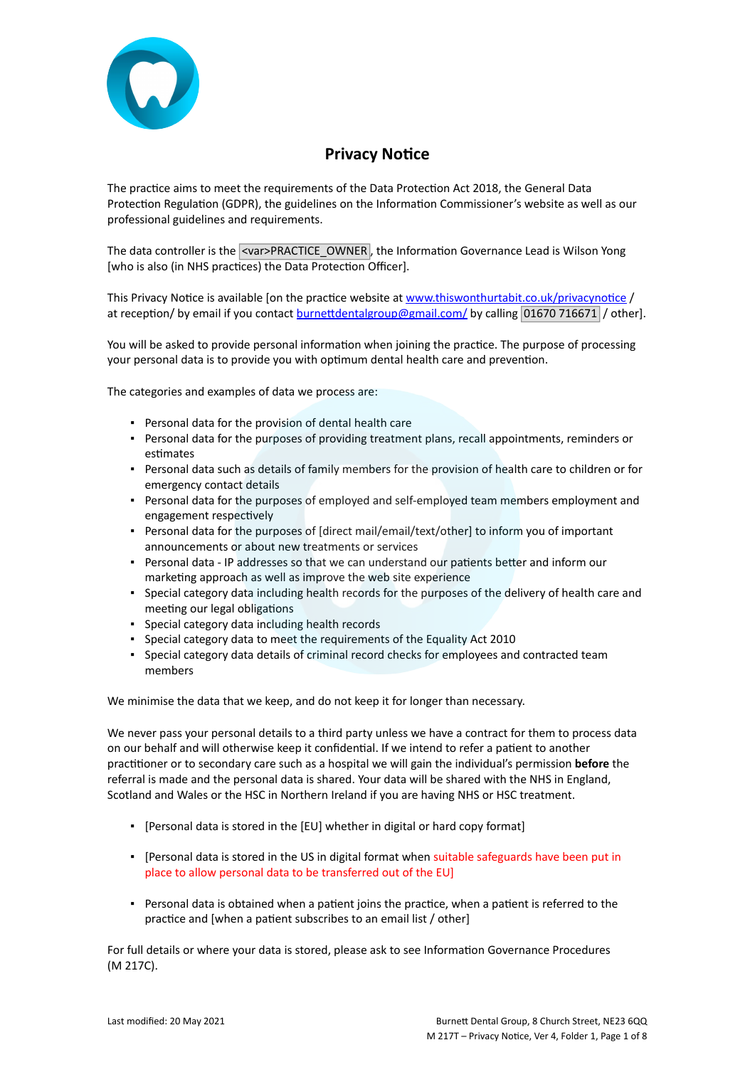# Privacy Notice

The practice aims to meet the requirements of the Data Protection Act 2018, the General Data Protection Regulation (GDPR), the guidelines on the Information Commissioner's website as well as our professional guidelines and requirements.

The data controller is the <var>PRACTICE_OWNER, the Information Governance Lead is Wilson Yong [who is also (in NHS practices) the Data Protection Officer].

This Privacy Notice is available [on the practice website at www.thiswonthurtabit.co.uk/privacynotice / at reception/ by email if you contact burnettdentalgroup@gmail.com/ by calling 01670 716671 / other].

You will be asked to provide personal information when joining the practice. The purpose of processing your personal data is to provide you with optimum dental health care and prevention.

The categories and examples of data we process are:

- Personal data for the provision of dental health care
- Personal data for the purposes of providing treatment plans, recall appointments, reminders or estimates
- Personal data such as details of family members for the provision of health care to children or for emergency contact details
- Personal data for the purposes of employed and self-employed team members employment and engagement respectively
- Personal data for the purposes of [direct mail/email/text/other] to inform you of important announcements or about new treatments or services
- Personal data - IP addresses so that we can understand our patients better and inform our marketing approach as well as improve the web site experience
- Special category data including health records for the purposes of the delivery of health care and meeting our legal obligations
- Special category data including health records
- Special category data to meet the requirements of the Equality Act 2010
- Special category data details of criminal record checks for employees and contracted team members

We minimise the data that we keep, and do not keep it for longer than necessary.

We never pass your personal details to a third party unless we have a contract for them to process data on our behalf and will otherwise keep it confidential. If we intend to refer a patient to another practitioner or to secondary care such as a hospital we will gain the individual's permission **before** the referral is made and the personal data is shared. Your data will be shared with the NHS in England, Scotland and Wales or the HSC in Northern Ireland if you are having NHS or HSC treatment.

- [Personal data is stored in the [EU] whether in digital or hard copy format]
- [Personal data is stored in the US in digital format when suitable safeguards have been put in place to allow personal data to be transferred out of the EU]
- Personal data is obtained when a patient joins the practice, when a patient is referred to the practice and [when a patient subscribes to an email list / other]

For full details or where your data is stored, please ask to see Information Governance Procedures (M 217C).

Last modified: 20 May 2021

Burnett Dental Group, 8 Church Street, NE23 6QQ
M 217T – Privacy Notice, Ver 4, Folder 1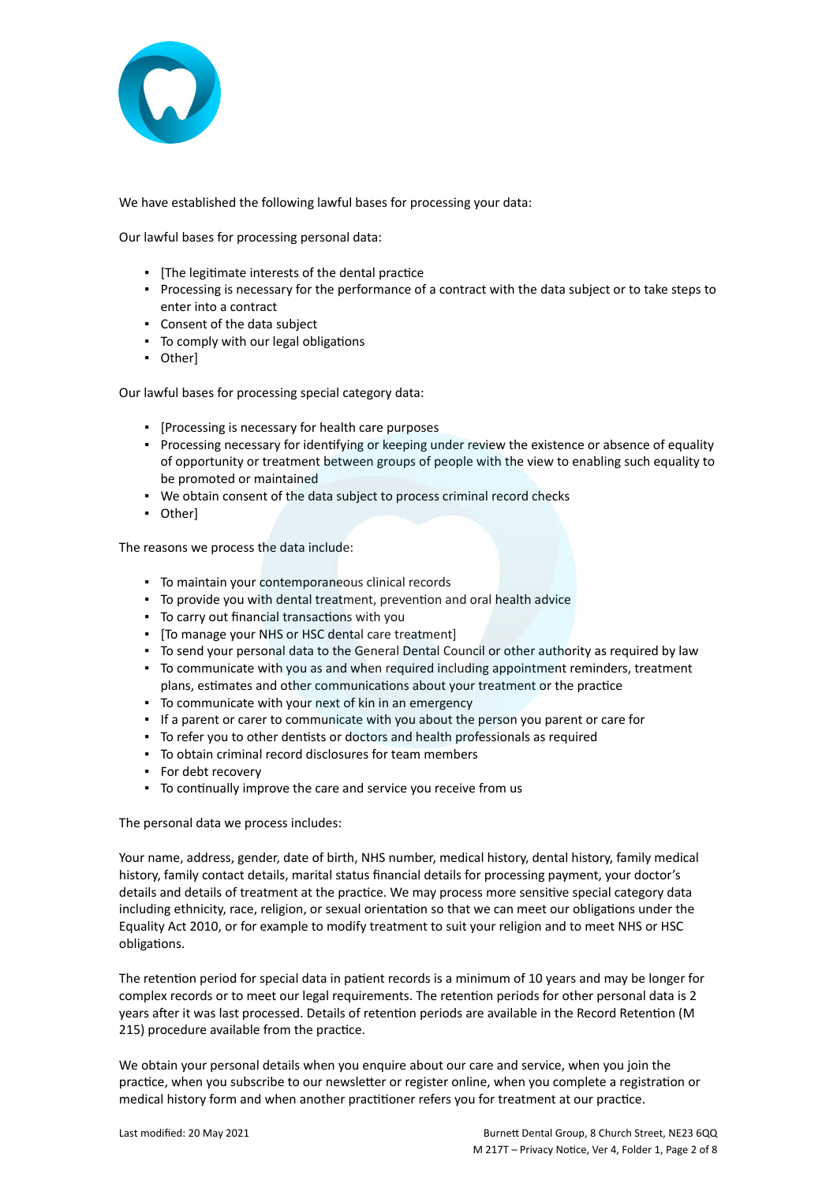We have established the following lawful bases for processing your data:

Our lawful bases for processing personal data:

- [The legitimate interests of the dental practice
- Processing is necessary for the performance of a contract with the data subject or to take steps to enter into a contract
- Consent of the data subject
- To comply with our legal obligations
- Other]

Our lawful bases for processing special category data:

- [Processing is necessary for health care purposes
- Processing necessary for identifying or keeping under review the existence or absence of equality of opportunity or treatment between groups of people with the view to enabling such equality to be promoted or maintained
- We obtain consent of the data subject to process criminal record checks
- Other]

The reasons we process the data include:

- To maintain your contemporaneous clinical records
- To provide you with dental treatment, prevention and oral health advice
- To carry out financial transactions with you
- [To manage your NHS or HSC dental care treatment]
- To send your personal data to the General Dental Council or other authority as required by law
- To communicate with you as and when required including appointment reminders, treatment plans, estimates and other communications about your treatment or the practice
- To communicate with your next of kin in an emergency
- If a parent or carer to communicate with you about the person you parent or care for
- To refer you to other dentists or doctors and health professionals as required
- To obtain criminal record disclosures for team members
- For debt recovery
- To continually improve the care and service you receive from us

The personal data we process includes:

Your name, address, gender, date of birth, NHS number, medical history, dental history, family medical history, family contact details, marital status financial details for processing payment, your doctor's details and details of treatment at the practice. We may process more sensitive special category data including ethnicity, race, religion, or sexual orientation so that we can meet our obligations under the Equality Act 2010, or for example to modify treatment to suit your religion and to meet NHS or HSC obligations.

The retention period for special data in patient records is a minimum of 10 years and may be longer for complex records or to meet our legal requirements. The retention periods for other personal data is 2 years after it was last processed. Details of retention periods are available in the Record Retention (M 215) procedure available from the practice.

We obtain your personal details when you enquire about our care and service, when you join the practice, when you subscribe to our newsletter or register online, when you complete a registration or medical history form and when another practitioner refers you for treatment at our practice.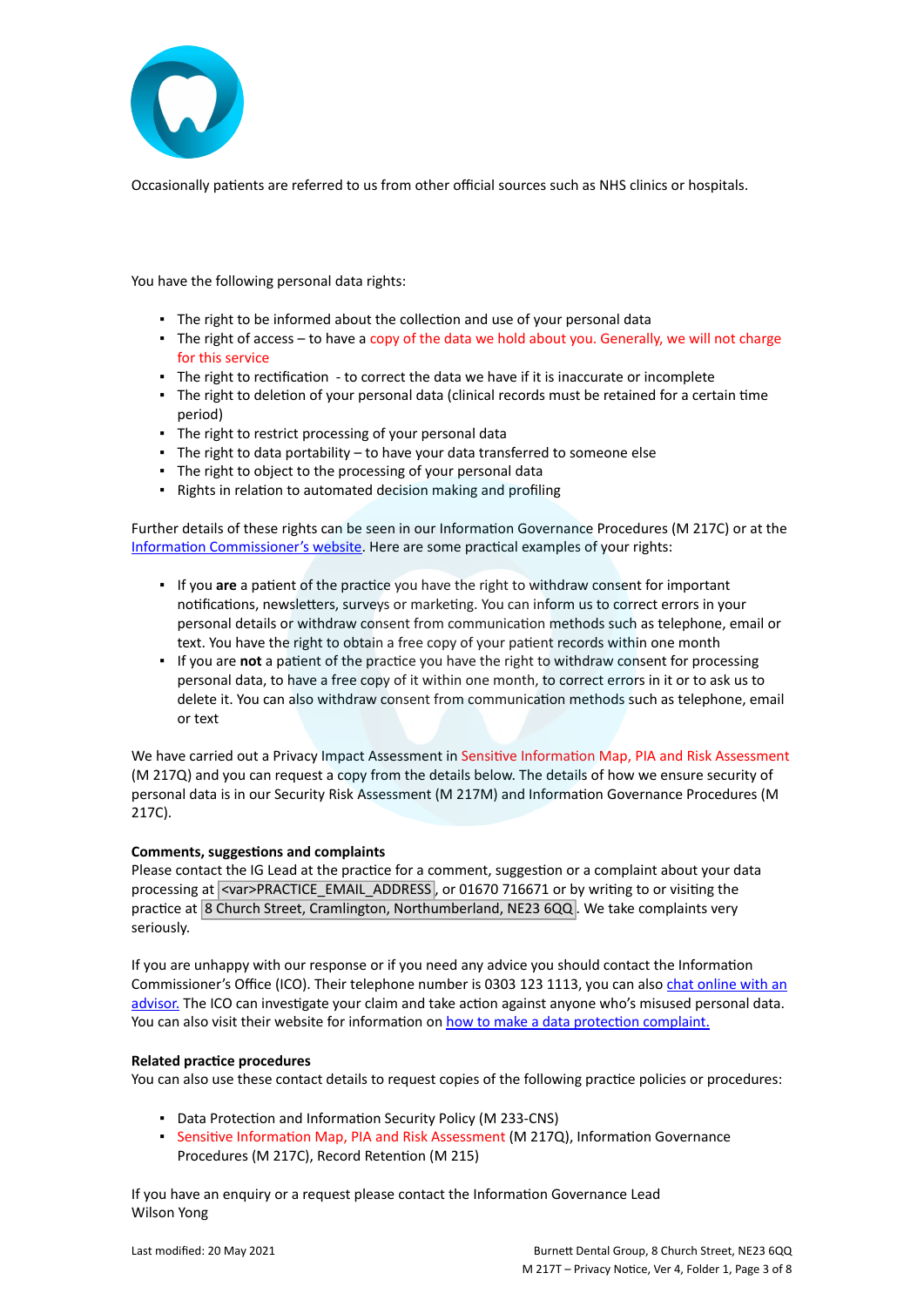Occasionally patients are referred to us from other official sources such as NHS clinics or hospitals.

You have the following personal data rights:

- The right to be informed about the collection and use of your personal data
- The right of access – to have a copy of the data we hold about you. Generally, we will not charge for this service
- The right to rectification - to correct the data we have if it is inaccurate or incomplete
- The right to deletion of your personal data (clinical records must be retained for a certain time period)
- The right to restrict processing of your personal data
- The right to data portability – to have your data transferred to someone else
- The right to object to the processing of your personal data
- Rights in relation to automated decision making and profiling

Further details of these rights can be seen in our Information Governance Procedures (M 217C) or at the Information Commissioner's website. Here are some practical examples of your rights:

- If you **are** a patient of the practice you have the right to withdraw consent for important notifications, newsletters, surveys or marketing. You can inform us to correct errors in your personal details or withdraw consent from communication methods such as telephone, email or text. You have the right to obtain a free copy of your patient records within one month
- If you are **not** a patient of the practice you have the right to withdraw consent for processing personal data, to have a free copy of it within one month, to correct errors in it or to ask us to delete it. You can also withdraw consent from communication methods such as telephone, email or text

We have carried out a Privacy Impact Assessment in Sensitive Information Map, PIA and Risk Assessment (M 217Q) and you can request a copy from the details below. The details of how we ensure security of personal data is in our Security Risk Assessment (M 217M) and Information Governance Procedures (M 217C).

**Comments, suggestions and complaints**

Please contact the IG Lead at the practice for a comment, suggestion or a complaint about your data processing at <var>PRACTICE_EMAIL_ADDRESS, or 01670 716671 or by writing to or visiting the practice at 8 Church Street, Cramlington, Northumberland, NE23 6QQ. We take complaints very seriously.

If you are unhappy with our response or if you need any advice you should contact the Information Commissioner's Office (ICO). Their telephone number is 0303 123 1113, you can also chat online with an advisor. The ICO can investigate your claim and take action against anyone who's misused personal data. You can also visit their website for information on how to make a data protection complaint.

**Related practice procedures**

You can also use these contact details to request copies of the following practice policies or procedures:

- Data Protection and Information Security Policy (M 233-CNS)
- Sensitive Information Map, PIA and Risk Assessment (M 217Q), Information Governance Procedures (M 217C), Record Retention (M 215)

If you have an enquiry or a request please contact the Information Governance Lead
Wilson Yong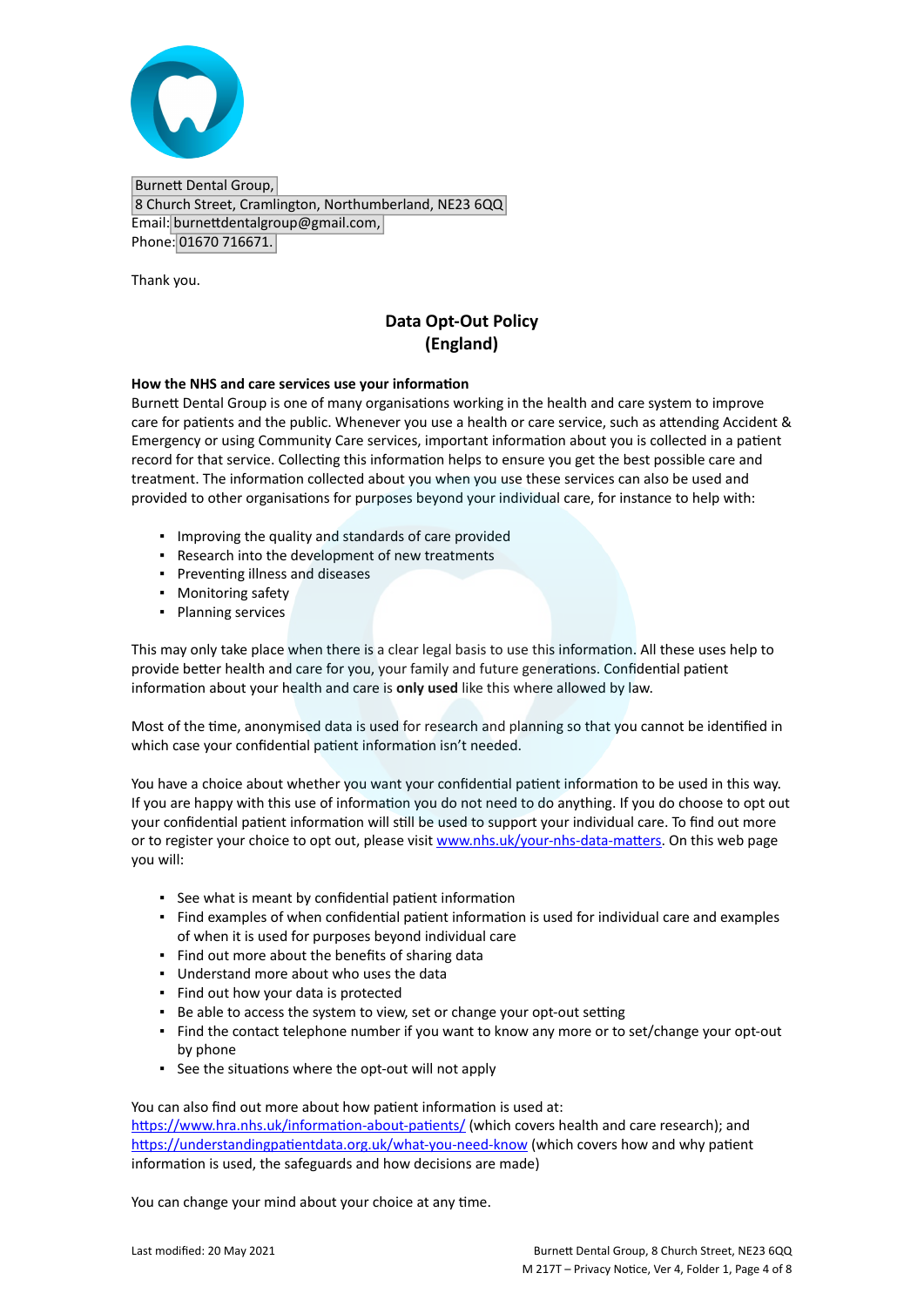Burnett Dental Group,
8 Church Street, Cramlington, Northumberland, NE23 6QQ
Email: burnettdentalgroup@gmail.com,
Phone: 01670 716671.

Thank you.

## Data Opt-Out Policy (England)

**How the NHS and care services use your information**
Burnett Dental Group is one of many organisations working in the health and care system to improve care for patients and the public. Whenever you use a health or care service, such as attending Accident & Emergency or using Community Care services, important information about you is collected in a patient record for that service. Collecting this information helps to ensure you get the best possible care and treatment. The information collected about you when you use these services can also be used and provided to other organisations for purposes beyond your individual care, for instance to help with:

- Improving the quality and standards of care provided
- Research into the development of new treatments
- Preventing illness and diseases
- Monitoring safety
- Planning services

This may only take place when there is a clear legal basis to use this information. All these uses help to provide better health and care for you, your family and future generations. Confidential patient information about your health and care is **only used** like this where allowed by law.

Most of the time, anonymised data is used for research and planning so that you cannot be identified in which case your confidential patient information isn't needed.

You have a choice about whether you want your confidential patient information to be used in this way. If you are happy with this use of information you do not need to do anything. If you do choose to opt out your confidential patient information will still be used to support your individual care. To find out more or to register your choice to opt out, please visit [www.nhs.uk/your-nhs-data-matters](www.nhs.uk/your-nhs-data-matters). On this web page you will:

- See what is meant by confidential patient information
- Find examples of when confidential patient information is used for individual care and examples of when it is used for purposes beyond individual care
- Find out more about the benefits of sharing data
- Understand more about who uses the data
- Find out how your data is protected
- Be able to access the system to view, set or change your opt-out setting
- Find the contact telephone number if you want to know any more or to set/change your opt-out by phone
- See the situations where the opt-out will not apply

You can also find out more about how patient information is used at:
[https://www.hra.nhs.uk/information-about-patients/](https://www.hra.nhs.uk/information-about-patients/) (which covers health and care research); and [https://understandingpatientdata.org.uk/what-you-need-know](https://understandingpatientdata.org.uk/what-you-need-know) (which covers how and why patient information is used, the safeguards and how decisions are made)

You can change your mind about your choice at any time.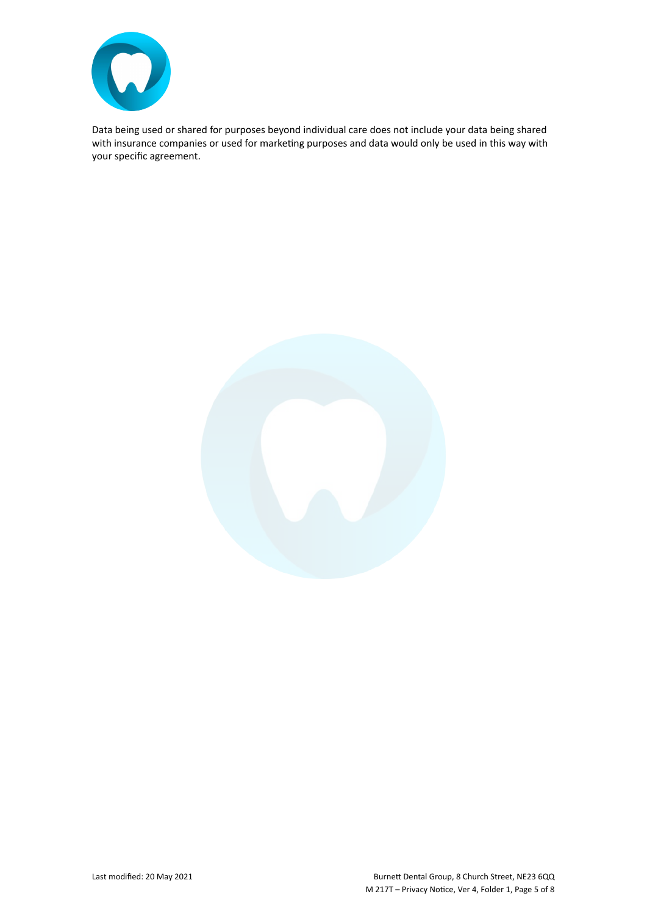Data being used or shared for purposes beyond individual care does not include your data being shared with insurance companies or used for marketing purposes and data would only be used in this way with your specific agreement.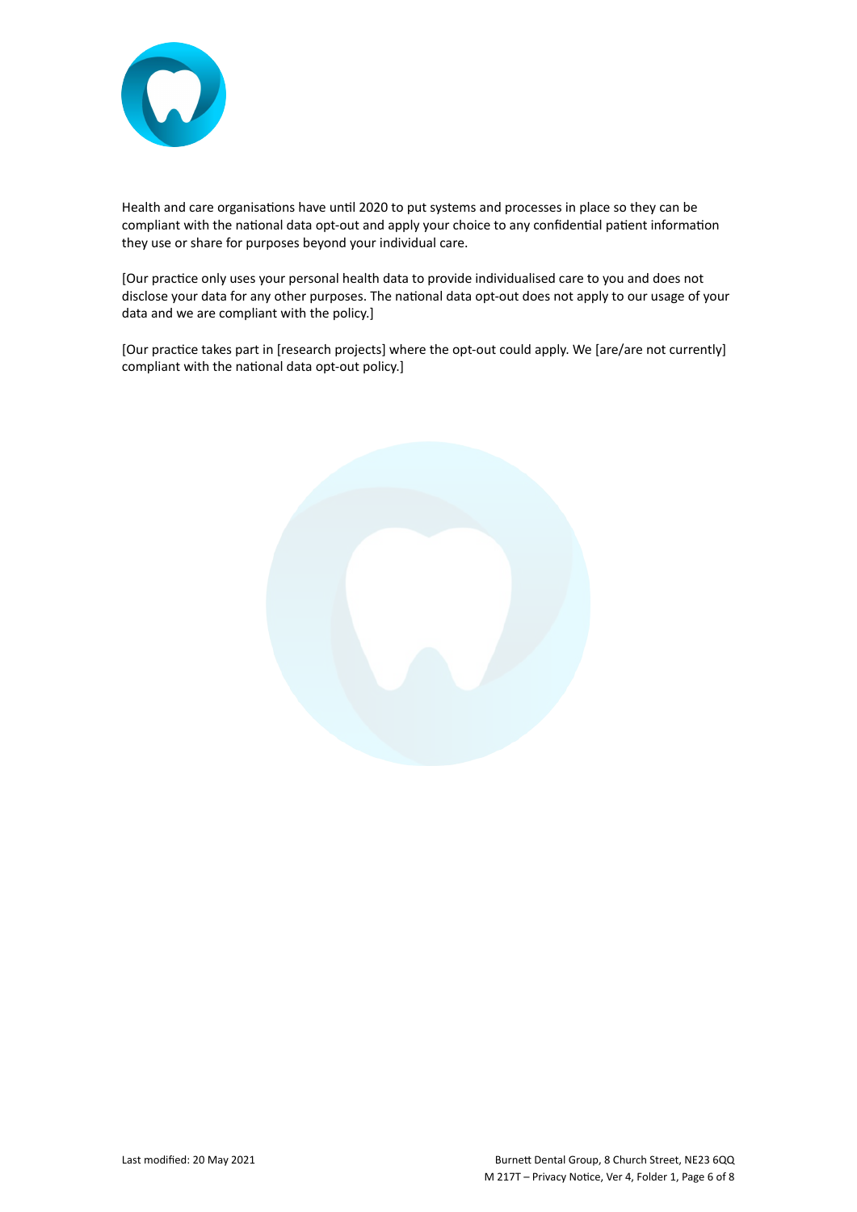Health and care organisations have until 2020 to put systems and processes in place so they can be compliant with the national data opt-out and apply your choice to any confidential patient information they use or share for purposes beyond your individual care.

[Our practice only uses your personal health data to provide individualised care to you and does not disclose your data for any other purposes. The national data opt-out does not apply to our usage of your data and we are compliant with the policy.]

[Our practice takes part in [research projects] where the opt-out could apply. We [are/are not currently] compliant with the national data opt-out policy.]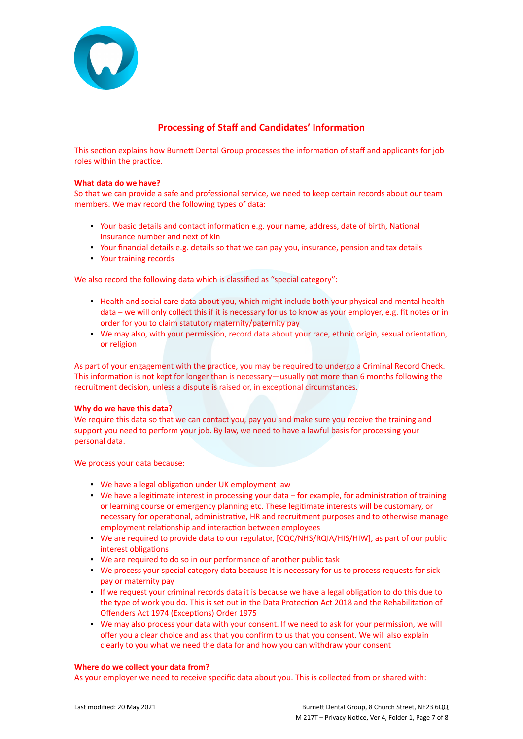## Processing of Staff and Candidates' Information

This section explains how Burnett Dental Group processes the information of staff and applicants for job roles within the practice.

### What data do we have?

So that we can provide a safe and professional service, we need to keep certain records about our team members. We may record the following types of data:

- Your basic details and contact information e.g. your name, address, date of birth, National Insurance number and next of kin
- Your financial details e.g. details so that we can pay you, insurance, pension and tax details
- Your training records

We also record the following data which is classified as "special category":

- Health and social care data about you, which might include both your physical and mental health data – we will only collect this if it is necessary for us to know as your employer, e.g. fit notes or in order for you to claim statutory maternity/paternity pay
- We may also, with your permission, record data about your race, ethnic origin, sexual orientation, or religion

As part of your engagement with the practice, you may be required to undergo a Criminal Record Check. This information is not kept for longer than is necessary—usually not more than 6 months following the recruitment decision, unless a dispute is raised or, in exceptional circumstances.

### Why do we have this data?

We require this data so that we can contact you, pay you and make sure you receive the training and support you need to perform your job. By law, we need to have a lawful basis for processing your personal data.

We process your data because:

- We have a legal obligation under UK employment law
- We have a legitimate interest in processing your data – for example, for administration of training or learning course or emergency planning etc. These legitimate interests will be customary, or necessary for operational, administrative, HR and recruitment purposes and to otherwise manage employment relationship and interaction between employees
- We are required to provide data to our regulator, [CQC/NHS/RQIA/HIS/HIW], as part of our public interest obligations
- We are required to do so in our performance of another public task
- We process your special category data because It is necessary for us to process requests for sick pay or maternity pay
- If we request your criminal records data it is because we have a legal obligation to do this due to the type of work you do. This is set out in the Data Protection Act 2018 and the Rehabilitation of Offenders Act 1974 (Exceptions) Order 1975
- We may also process your data with your consent. If we need to ask for your permission, we will offer you a clear choice and ask that you confirm to us that you consent. We will also explain clearly to you what we need the data for and how you can withdraw your consent

### Where do we collect your data from?

As your employer we need to receive specific data about you. This is collected from or shared with: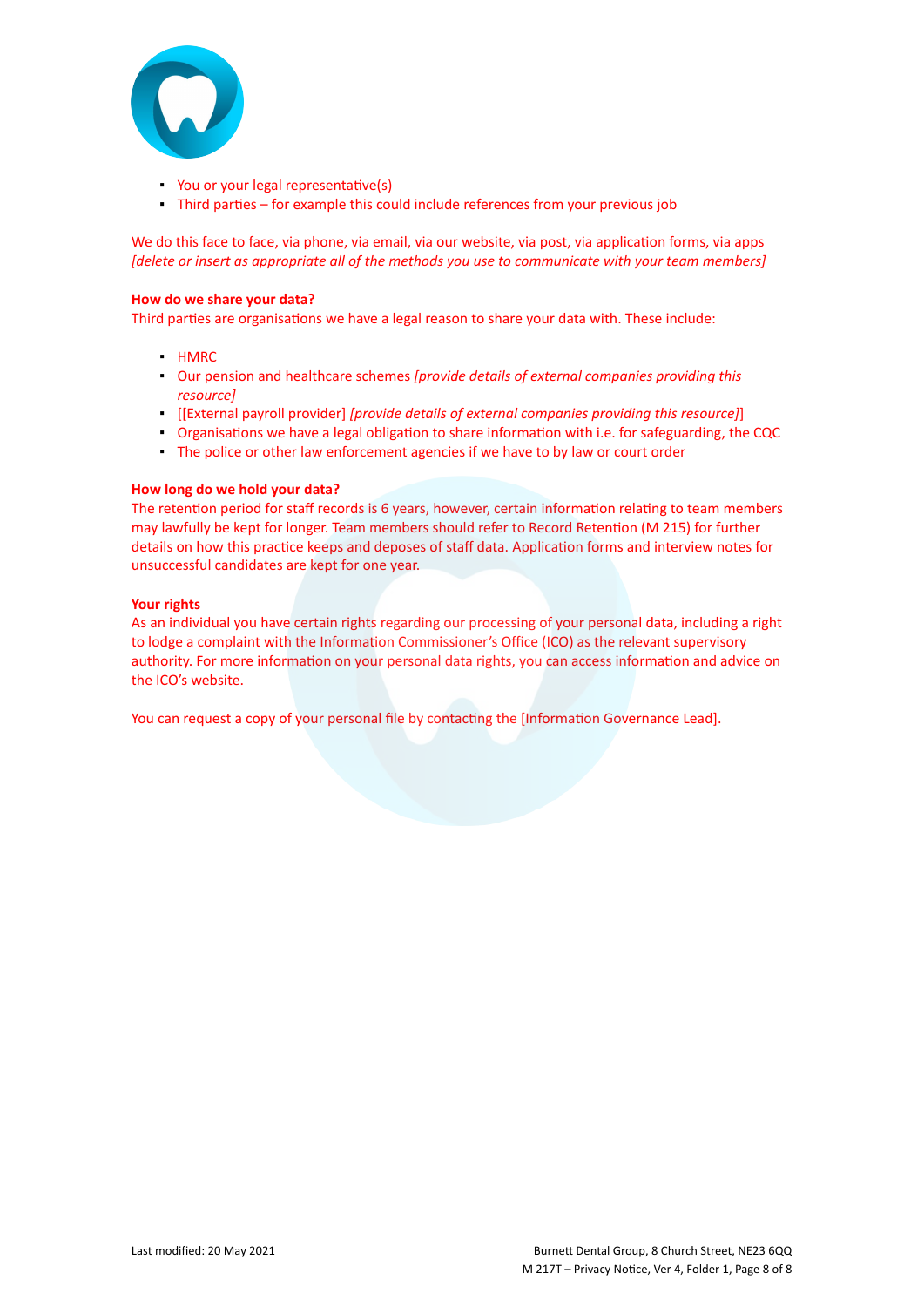- You or your legal representative(s)
- Third parties – for example this could include references from your previous job

We do this face to face, via phone, via email, via our website, via post, via application forms, via apps *[delete or insert as appropriate all of the methods you use to communicate with your team members]*

**How do we share your data?**

Third parties are organisations we have a legal reason to share your data with. These include:

- HMRC
- Our pension and healthcare schemes *[provide details of external companies providing this resource]*
- [[External payroll provider] *[provide details of external companies providing this resource]*]
- Organisations we have a legal obligation to share information with i.e. for safeguarding, the CQC
- The police or other law enforcement agencies if we have to by law or court order

**How long do we hold your data?**

The retention period for staff records is 6 years, however, certain information relating to team members may lawfully be kept for longer. Team members should refer to Record Retention (M 215) for further details on how this practice keeps and deposes of staff data. Application forms and interview notes for unsuccessful candidates are kept for one year.

**Your rights**

As an individual you have certain rights regarding our processing of your personal data, including a right to lodge a complaint with the Information Commissioner's Office (ICO) as the relevant supervisory authority. For more information on your personal data rights, you can access information and advice on the ICO's website.

You can request a copy of your personal file by contacting the [Information Governance Lead].